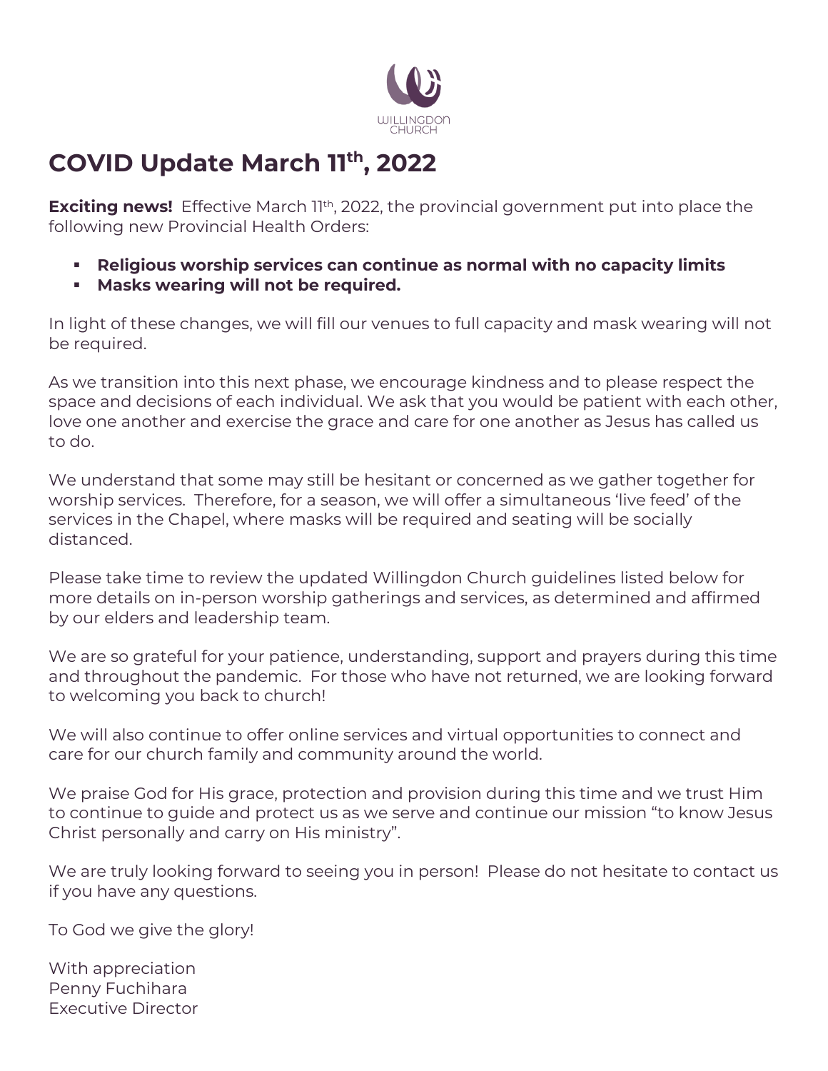WILLINGDON CHURCH

# COVID Update March 11th, 2022

**Exciting news!** Effective March 11th, 2022, the provincial government put into place the following new Provincial Health Orders:

- **Religious worship services can continue as normal with no capacity limits**
- **Masks wearing will not be required.**

In light of these changes, we will fill our venues to full capacity and mask wearing will not be required.

As we transition into this next phase, we encourage kindness and to please respect the space and decisions of each individual. We ask that you would be patient with each other, love one another and exercise the grace and care for one another as Jesus has called us to do.

We understand that some may still be hesitant or concerned as we gather together for worship services. Therefore, for a season, we will offer a simultaneous 'live feed' of the services in the Chapel, where masks will be required and seating will be socially distanced.

Please take time to review the updated Willingdon Church guidelines listed below for more details on in-person worship gatherings and services, as determined and affirmed by our elders and leadership team.

We are so grateful for your patience, understanding, support and prayers during this time and throughout the pandemic. For those who have not returned, we are looking forward to welcoming you back to church!

We will also continue to offer online services and virtual opportunities to connect and care for our church family and community around the world.

We praise God for His grace, protection and provision during this time and we trust Him to continue to guide and protect us as we serve and continue our mission "to know Jesus Christ personally and carry on His ministry".

We are truly looking forward to seeing you in person! Please do not hesitate to contact us if you have any questions.

To God we give the glory!

With appreciation
Penny Fuchihara
Executive Director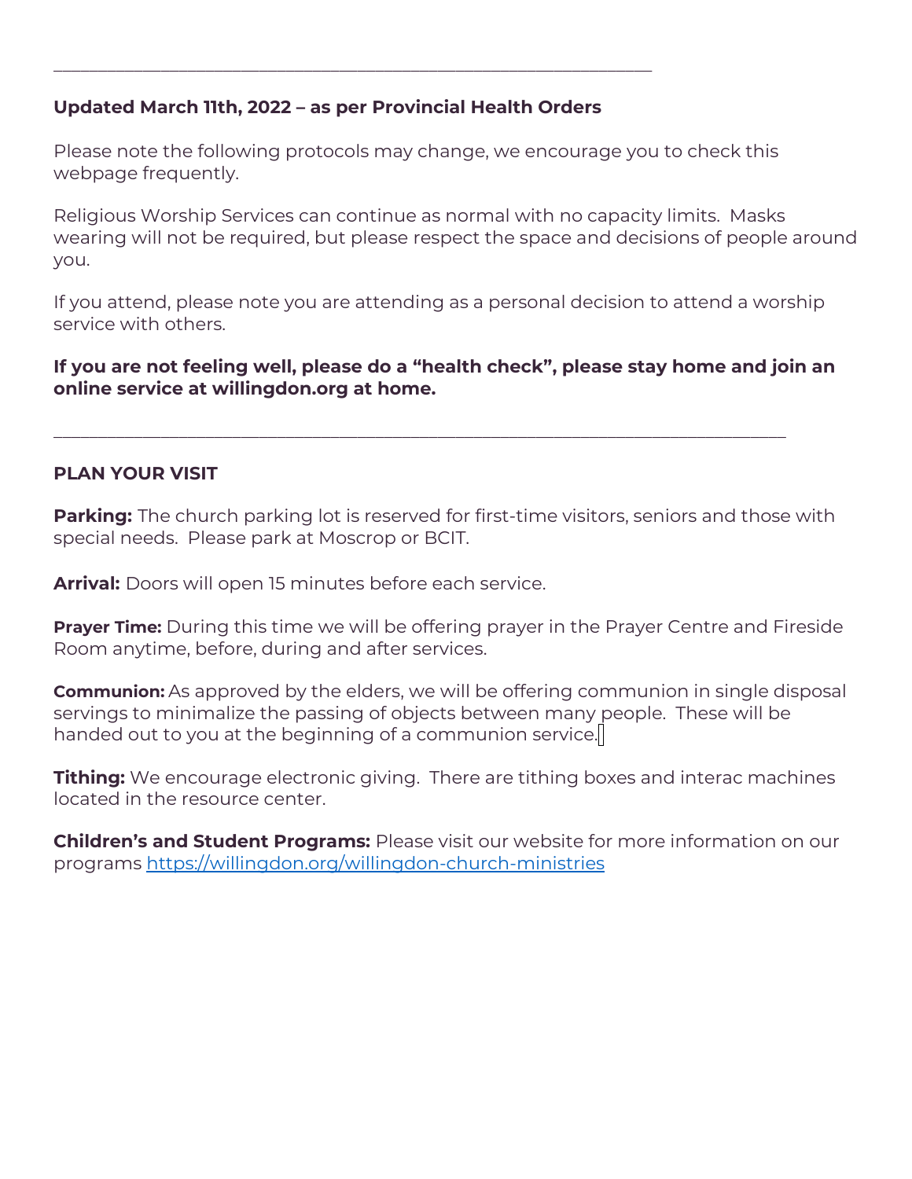---

**Updated March 11th, 2022 – as per Provincial Health Orders**

Please note the following protocols may change, we encourage you to check this webpage frequently.

Religious Worship Services can continue as normal with no capacity limits. Masks wearing will not be required, but please respect the space and decisions of people around you.

If you attend, please note you are attending as a personal decision to attend a worship service with others.

**If you are not feeling well, please do a "health check", please stay home and join an online service at willingdon.org at home.**

---

**PLAN YOUR VISIT**

**Parking:** The church parking lot is reserved for first-time visitors, seniors and those with special needs. Please park at Moscrop or BCIT.

**Arrival:** Doors will open 15 minutes before each service.

**Prayer Time:** During this time we will be offering prayer in the Prayer Centre and Fireside Room anytime, before, during and after services.

**Communion:** As approved by the elders, we will be offering communion in single disposal servings to minimalize the passing of objects between many people. These will be handed out to you at the beginning of a communion service.

**Tithing:** We encourage electronic giving. There are tithing boxes and interac machines located in the resource center.

**Children's and Student Programs:** Please visit our website for more information on our programs [https://willingdon.org/willingdon-church-ministries](https://willingdon.org/willingdon-church-ministries)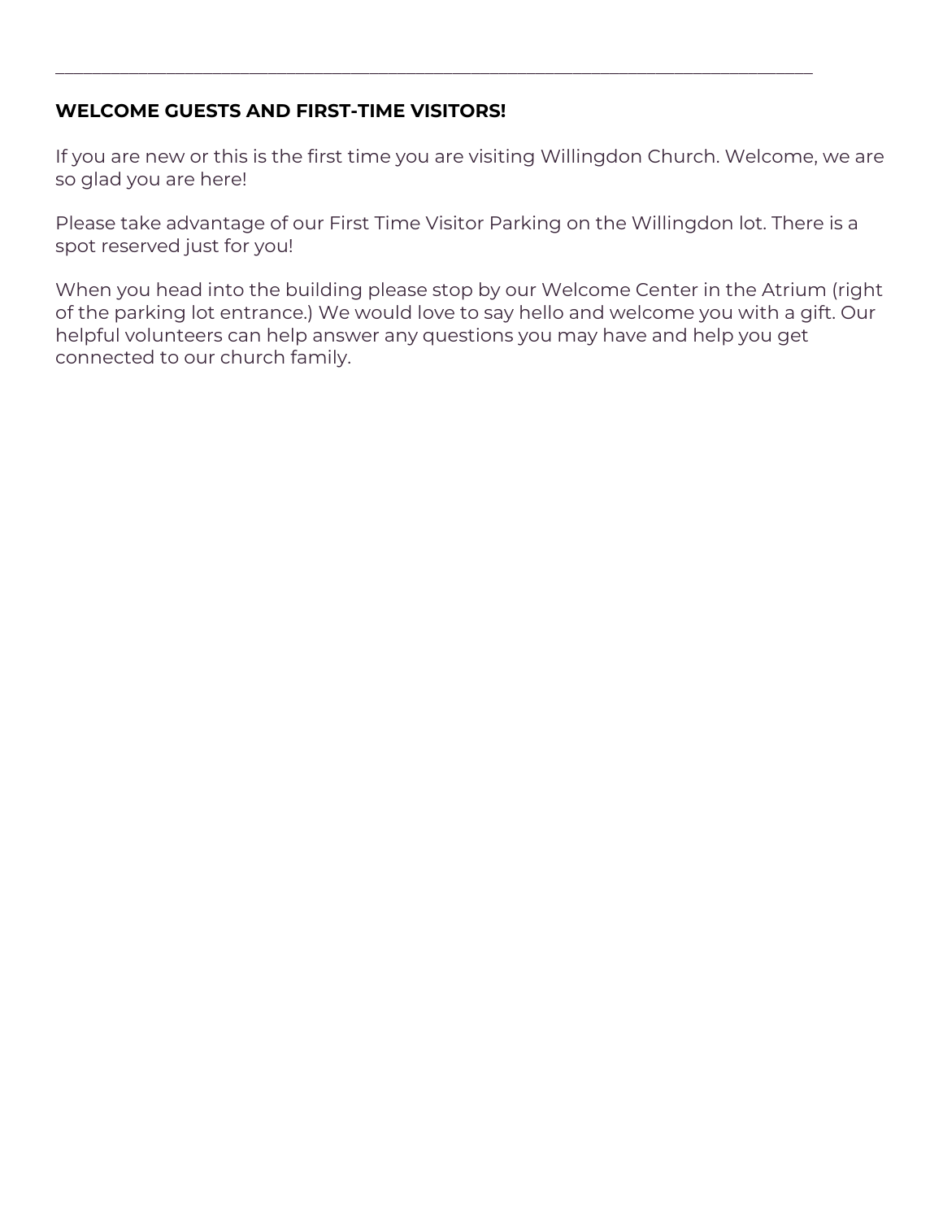---

**WELCOME GUESTS AND FIRST-TIME VISITORS!**

If you are new or this is the first time you are visiting Willingdon Church. Welcome, we are so glad you are here!

Please take advantage of our First Time Visitor Parking on the Willingdon lot. There is a spot reserved just for you!

When you head into the building please stop by our Welcome Center in the Atrium (right of the parking lot entrance.) We would love to say hello and welcome you with a gift. Our helpful volunteers can help answer any questions you may have and help you get connected to our church family.